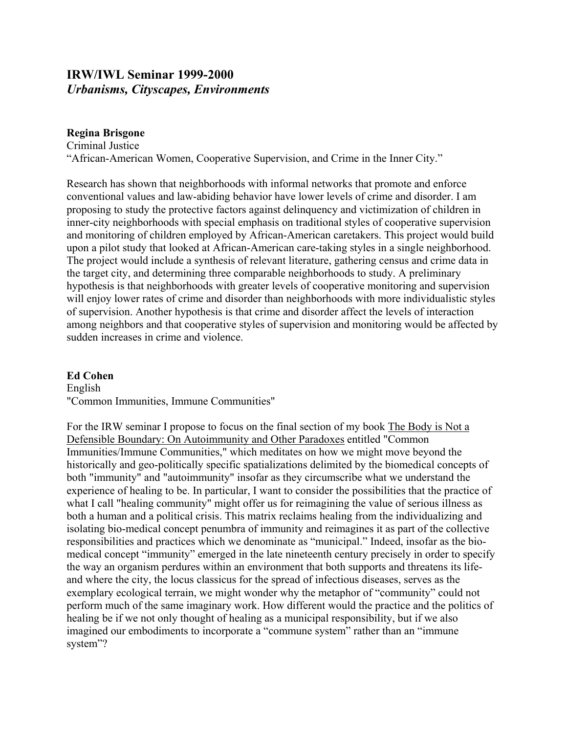## IRW/IWL Seminar 1999-2000
### *Urbanisms, Cityscapes, Environments*

**Regina Brisgone**
Criminal Justice
"African-American Women, Cooperative Supervision, and Crime in the Inner City."

Research has shown that neighborhoods with informal networks that promote and enforce conventional values and law-abiding behavior have lower levels of crime and disorder. I am proposing to study the protective factors against delinquency and victimization of children in inner-city neighborhoods with special emphasis on traditional styles of cooperative supervision and monitoring of children employed by African-American caretakers. This project would build upon a pilot study that looked at African-American care-taking styles in a single neighborhood. The project would include a synthesis of relevant literature, gathering census and crime data in the target city, and determining three comparable neighborhoods to study. A preliminary hypothesis is that neighborhoods with greater levels of cooperative monitoring and supervision will enjoy lower rates of crime and disorder than neighborhoods with more individualistic styles of supervision. Another hypothesis is that crime and disorder affect the levels of interaction among neighbors and that cooperative styles of supervision and monitoring would be affected by sudden increases in crime and violence.

**Ed Cohen**
English
"Common Immunities, Immune Communities"

For the IRW seminar I propose to focus on the final section of my book The Body is Not a Defensible Boundary: On Autoimmunity and Other Paradoxes entitled "Common Immunities/Immune Communities," which meditates on how we might move beyond the historically and geo-politically specific spatializations delimited by the biomedical concepts of both "immunity" and "autoimmunity" insofar as they circumscribe what we understand the experience of healing to be. In particular, I want to consider the possibilities that the practice of what I call "healing community" might offer us for reimagining the value of serious illness as both a human and a political crisis. This matrix reclaims healing from the individualizing and isolating bio-medical concept penumbra of immunity and reimagines it as part of the collective responsibilities and practices which we denominate as "municipal." Indeed, insofar as the bio-medical concept "immunity" emerged in the late nineteenth century precisely in order to specify the way an organism perdures within an environment that both supports and threatens its life-and where the city, the locus classicus for the spread of infectious diseases, serves as the exemplary ecological terrain, we might wonder why the metaphor of "community" could not perform much of the same imaginary work. How different would the practice and the politics of healing be if we not only thought of healing as a municipal responsibility, but if we also imagined our embodiments to incorporate a "commune system" rather than an "immune system"?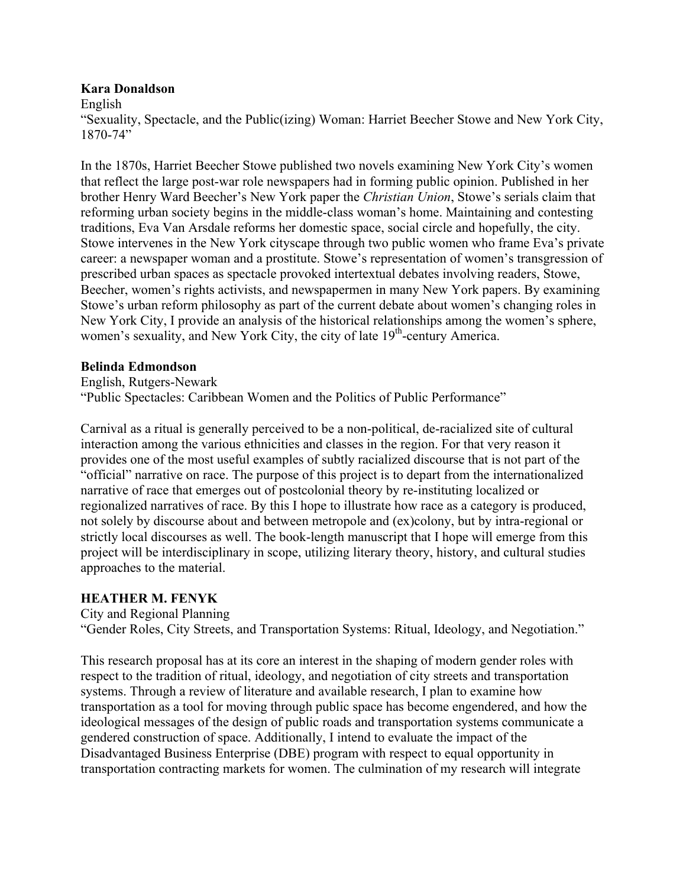**Kara Donaldson**
English
"Sexuality, Spectacle, and the Public(izing) Woman: Harriet Beecher Stowe and New York City, 1870-74"

In the 1870s, Harriet Beecher Stowe published two novels examining New York City's women that reflect the large post-war role newspapers had in forming public opinion. Published in her brother Henry Ward Beecher's New York paper the *Christian Union*, Stowe's serials claim that reforming urban society begins in the middle-class woman's home. Maintaining and contesting traditions, Eva Van Arsdale reforms her domestic space, social circle and hopefully, the city. Stowe intervenes in the New York cityscape through two public women who frame Eva's private career: a newspaper woman and a prostitute. Stowe's representation of women's transgression of prescribed urban spaces as spectacle provoked intertextual debates involving readers, Stowe, Beecher, women's rights activists, and newspapermen in many New York papers. By examining Stowe's urban reform philosophy as part of the current debate about women's changing roles in New York City, I provide an analysis of the historical relationships among the women's sphere, women's sexuality, and New York City, the city of late 19th-century America.

**Belinda Edmondson**
English, Rutgers-Newark
"Public Spectacles: Caribbean Women and the Politics of Public Performance"

Carnival as a ritual is generally perceived to be a non-political, de-racialized site of cultural interaction among the various ethnicities and classes in the region. For that very reason it provides one of the most useful examples of subtly racialized discourse that is not part of the "official" narrative on race. The purpose of this project is to depart from the internationalized narrative of race that emerges out of postcolonial theory by re-instituting localized or regionalized narratives of race. By this I hope to illustrate how race as a category is produced, not solely by discourse about and between metropole and (ex)colony, but by intra-regional or strictly local discourses as well. The book-length manuscript that I hope will emerge from this project will be interdisciplinary in scope, utilizing literary theory, history, and cultural studies approaches to the material.

**HEATHER M. FENYK**
City and Regional Planning
"Gender Roles, City Streets, and Transportation Systems: Ritual, Ideology, and Negotiation."

This research proposal has at its core an interest in the shaping of modern gender roles with respect to the tradition of ritual, ideology, and negotiation of city streets and transportation systems. Through a review of literature and available research, I plan to examine how transportation as a tool for moving through public space has become engendered, and how the ideological messages of the design of public roads and transportation systems communicate a gendered construction of space. Additionally, I intend to evaluate the impact of the Disadvantaged Business Enterprise (DBE) program with respect to equal opportunity in transportation contracting markets for women. The culmination of my research will integrate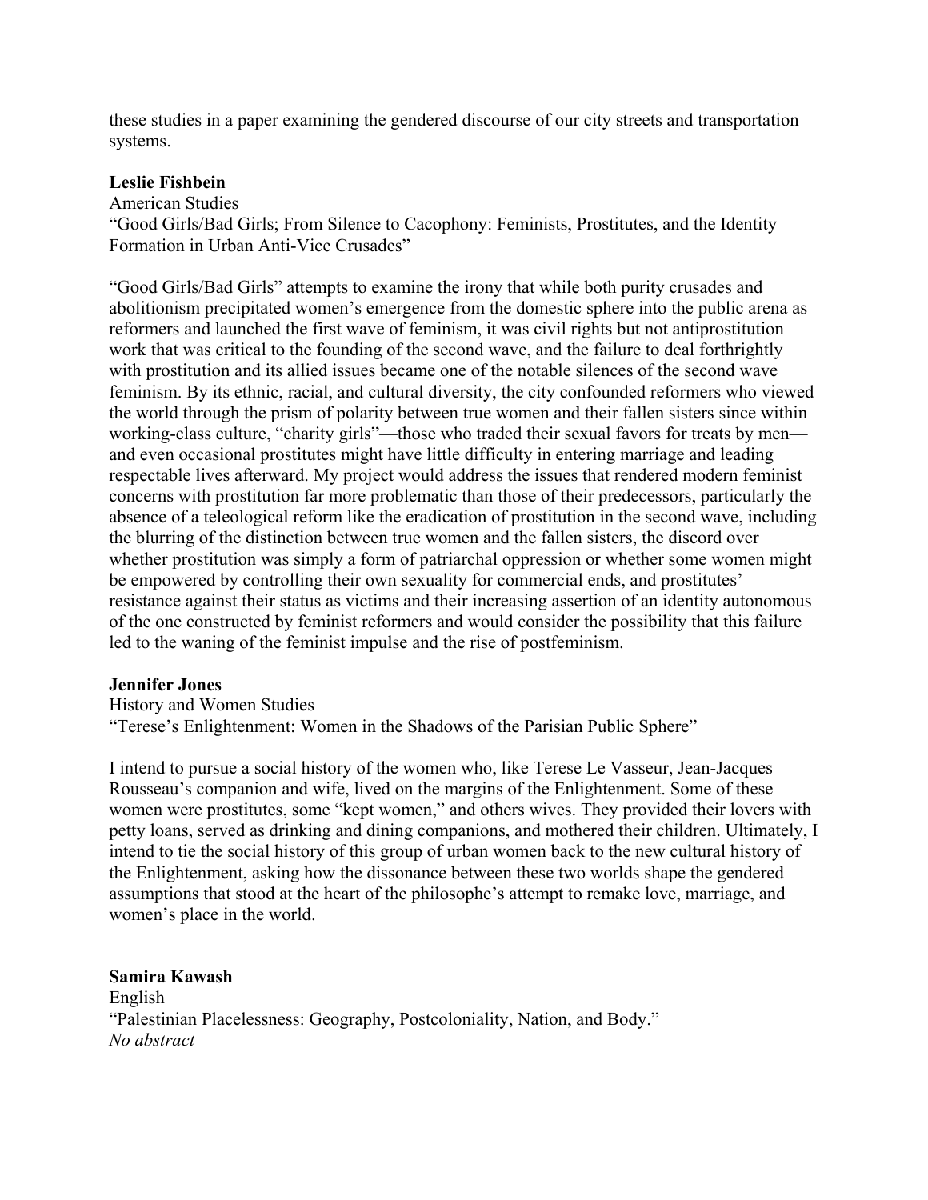these studies in a paper examining the gendered discourse of our city streets and transportation systems.

**Leslie Fishbein**
American Studies
"Good Girls/Bad Girls; From Silence to Cacophony: Feminists, Prostitutes, and the Identity Formation in Urban Anti-Vice Crusades"

"Good Girls/Bad Girls" attempts to examine the irony that while both purity crusades and abolitionism precipitated women's emergence from the domestic sphere into the public arena as reformers and launched the first wave of feminism, it was civil rights but not antiprostitution work that was critical to the founding of the second wave, and the failure to deal forthrightly with prostitution and its allied issues became one of the notable silences of the second wave feminism. By its ethnic, racial, and cultural diversity, the city confounded reformers who viewed the world through the prism of polarity between true women and their fallen sisters since within working-class culture, "charity girls"—those who traded their sexual favors for treats by men—and even occasional prostitutes might have little difficulty in entering marriage and leading respectable lives afterward. My project would address the issues that rendered modern feminist concerns with prostitution far more problematic than those of their predecessors, particularly the absence of a teleological reform like the eradication of prostitution in the second wave, including the blurring of the distinction between true women and the fallen sisters, the discord over whether prostitution was simply a form of patriarchal oppression or whether some women might be empowered by controlling their own sexuality for commercial ends, and prostitutes' resistance against their status as victims and their increasing assertion of an identity autonomous of the one constructed by feminist reformers and would consider the possibility that this failure led to the waning of the feminist impulse and the rise of postfeminism.

**Jennifer Jones**
History and Women Studies
"Terese's Enlightenment: Women in the Shadows of the Parisian Public Sphere"

I intend to pursue a social history of the women who, like Terese Le Vasseur, Jean-Jacques Rousseau's companion and wife, lived on the margins of the Enlightenment. Some of these women were prostitutes, some "kept women," and others wives. They provided their lovers with petty loans, served as drinking and dining companions, and mothered their children. Ultimately, I intend to tie the social history of this group of urban women back to the new cultural history of the Enlightenment, asking how the dissonance between these two worlds shape the gendered assumptions that stood at the heart of the philosophe's attempt to remake love, marriage, and women's place in the world.

**Samira Kawash**
English
"Palestinian Placelessness: Geography, Postcoloniality, Nation, and Body."
*No abstract*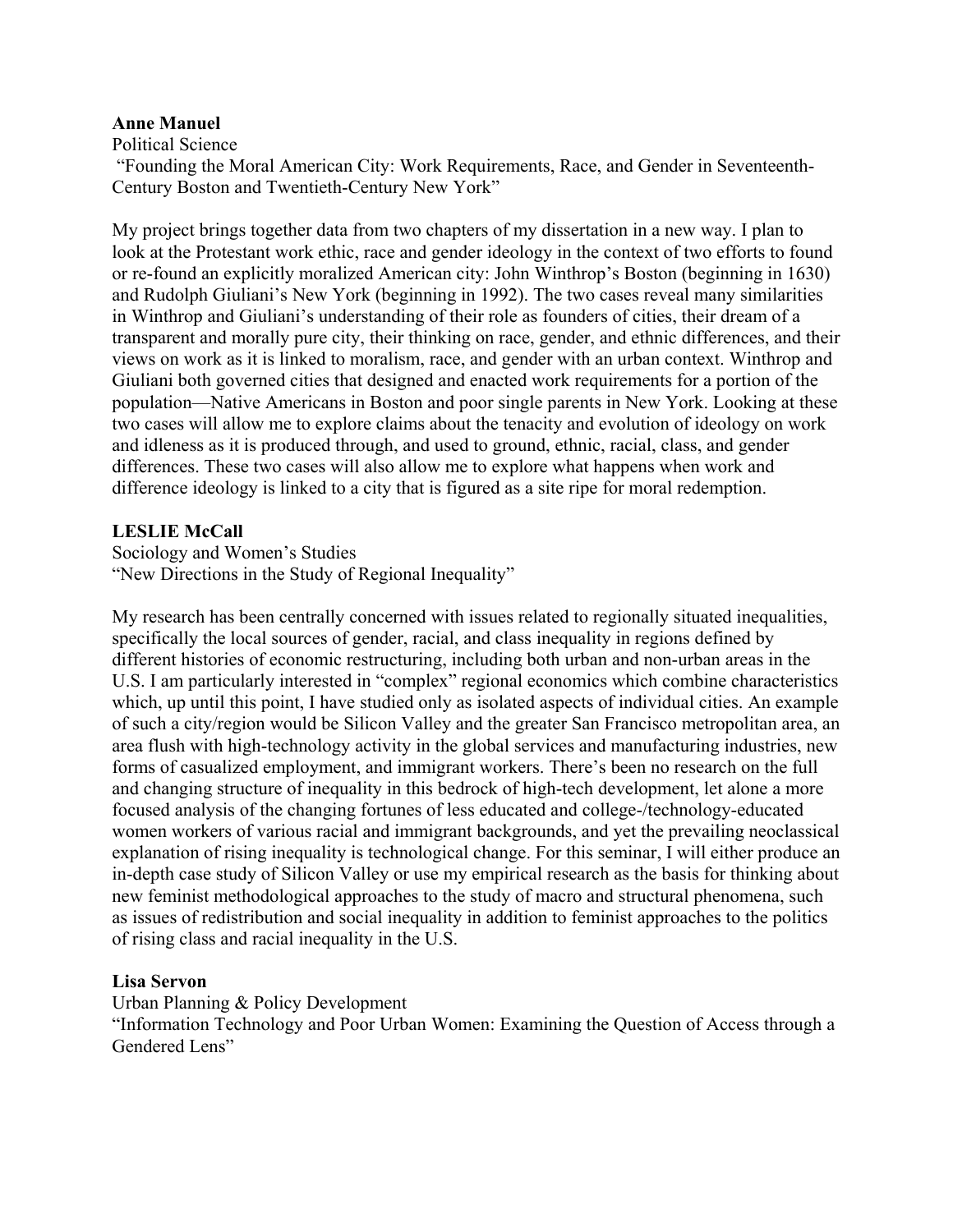**Anne Manuel**
Political Science
"Founding the Moral American City: Work Requirements, Race, and Gender in Seventeenth-Century Boston and Twentieth-Century New York"

My project brings together data from two chapters of my dissertation in a new way. I plan to look at the Protestant work ethic, race and gender ideology in the context of two efforts to found or re-found an explicitly moralized American city: John Winthrop's Boston (beginning in 1630) and Rudolph Giuliani's New York (beginning in 1992). The two cases reveal many similarities in Winthrop and Giuliani's understanding of their role as founders of cities, their dream of a transparent and morally pure city, their thinking on race, gender, and ethnic differences, and their views on work as it is linked to moralism, race, and gender with an urban context. Winthrop and Giuliani both governed cities that designed and enacted work requirements for a portion of the population—Native Americans in Boston and poor single parents in New York. Looking at these two cases will allow me to explore claims about the tenacity and evolution of ideology on work and idleness as it is produced through, and used to ground, ethnic, racial, class, and gender differences. These two cases will also allow me to explore what happens when work and difference ideology is linked to a city that is figured as a site ripe for moral redemption.

**LESLIE McCall**
Sociology and Women's Studies
"New Directions in the Study of Regional Inequality"

My research has been centrally concerned with issues related to regionally situated inequalities, specifically the local sources of gender, racial, and class inequality in regions defined by different histories of economic restructuring, including both urban and non-urban areas in the U.S. I am particularly interested in "complex" regional economics which combine characteristics which, up until this point, I have studied only as isolated aspects of individual cities. An example of such a city/region would be Silicon Valley and the greater San Francisco metropolitan area, an area flush with high-technology activity in the global services and manufacturing industries, new forms of casualized employment, and immigrant workers. There's been no research on the full and changing structure of inequality in this bedrock of high-tech development, let alone a more focused analysis of the changing fortunes of less educated and college-/technology-educated women workers of various racial and immigrant backgrounds, and yet the prevailing neoclassical explanation of rising inequality is technological change. For this seminar, I will either produce an in-depth case study of Silicon Valley or use my empirical research as the basis for thinking about new feminist methodological approaches to the study of macro and structural phenomena, such as issues of redistribution and social inequality in addition to feminist approaches to the politics of rising class and racial inequality in the U.S.

**Lisa Servon**
Urban Planning & Policy Development
"Information Technology and Poor Urban Women: Examining the Question of Access through a Gendered Lens"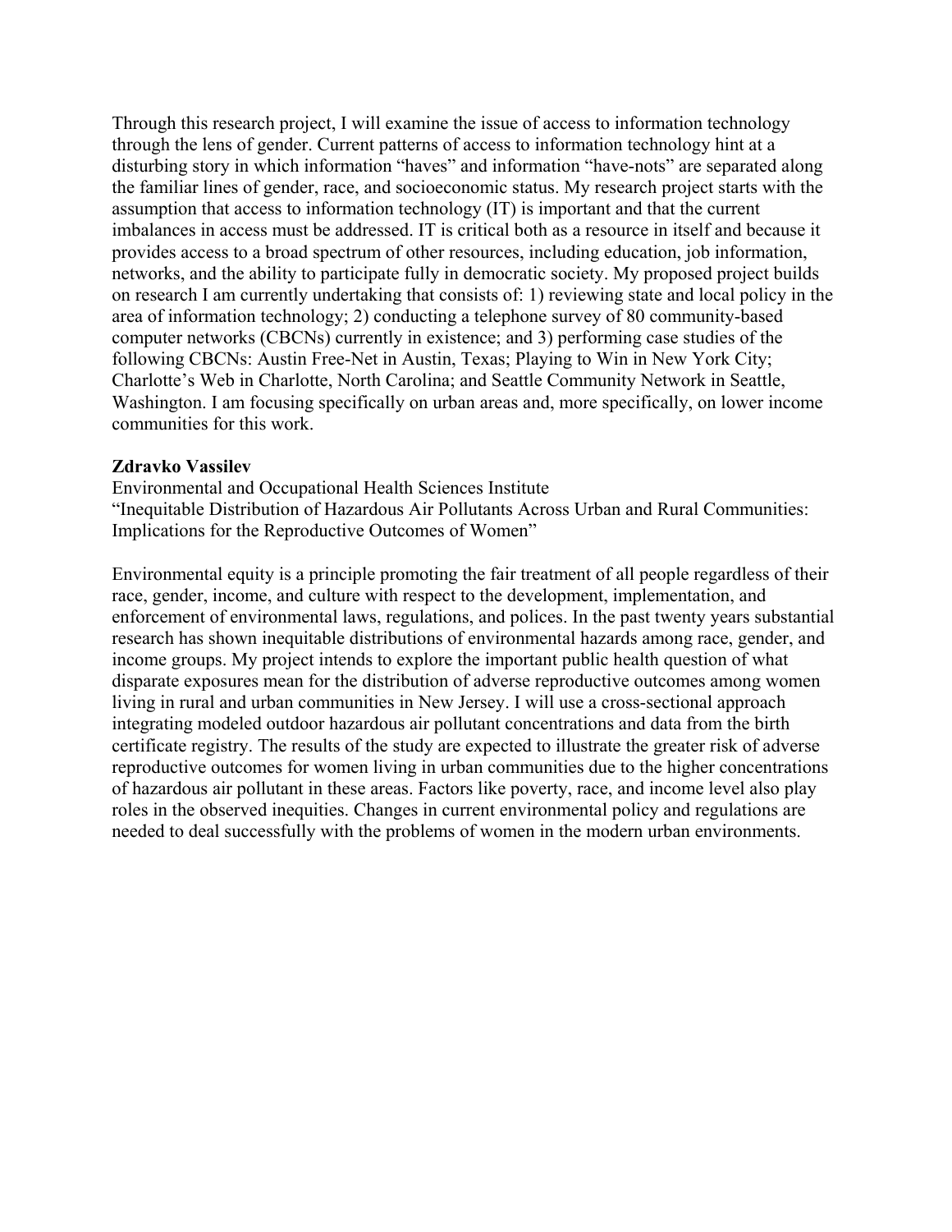Through this research project, I will examine the issue of access to information technology through the lens of gender. Current patterns of access to information technology hint at a disturbing story in which information "haves" and information "have-nots" are separated along the familiar lines of gender, race, and socioeconomic status. My research project starts with the assumption that access to information technology (IT) is important and that the current imbalances in access must be addressed. IT is critical both as a resource in itself and because it provides access to a broad spectrum of other resources, including education, job information, networks, and the ability to participate fully in democratic society. My proposed project builds on research I am currently undertaking that consists of: 1) reviewing state and local policy in the area of information technology; 2) conducting a telephone survey of 80 community-based computer networks (CBCNs) currently in existence; and 3) performing case studies of the following CBCNs: Austin Free-Net in Austin, Texas; Playing to Win in New York City; Charlotte's Web in Charlotte, North Carolina; and Seattle Community Network in Seattle, Washington. I am focusing specifically on urban areas and, more specifically, on lower income communities for this work.

**Zdravko Vassilev**
Environmental and Occupational Health Sciences Institute
"Inequitable Distribution of Hazardous Air Pollutants Across Urban and Rural Communities: Implications for the Reproductive Outcomes of Women"

Environmental equity is a principle promoting the fair treatment of all people regardless of their race, gender, income, and culture with respect to the development, implementation, and enforcement of environmental laws, regulations, and polices. In the past twenty years substantial research has shown inequitable distributions of environmental hazards among race, gender, and income groups. My project intends to explore the important public health question of what disparate exposures mean for the distribution of adverse reproductive outcomes among women living in rural and urban communities in New Jersey. I will use a cross-sectional approach integrating modeled outdoor hazardous air pollutant concentrations and data from the birth certificate registry. The results of the study are expected to illustrate the greater risk of adverse reproductive outcomes for women living in urban communities due to the higher concentrations of hazardous air pollutant in these areas. Factors like poverty, race, and income level also play roles in the observed inequities. Changes in current environmental policy and regulations are needed to deal successfully with the problems of women in the modern urban environments.